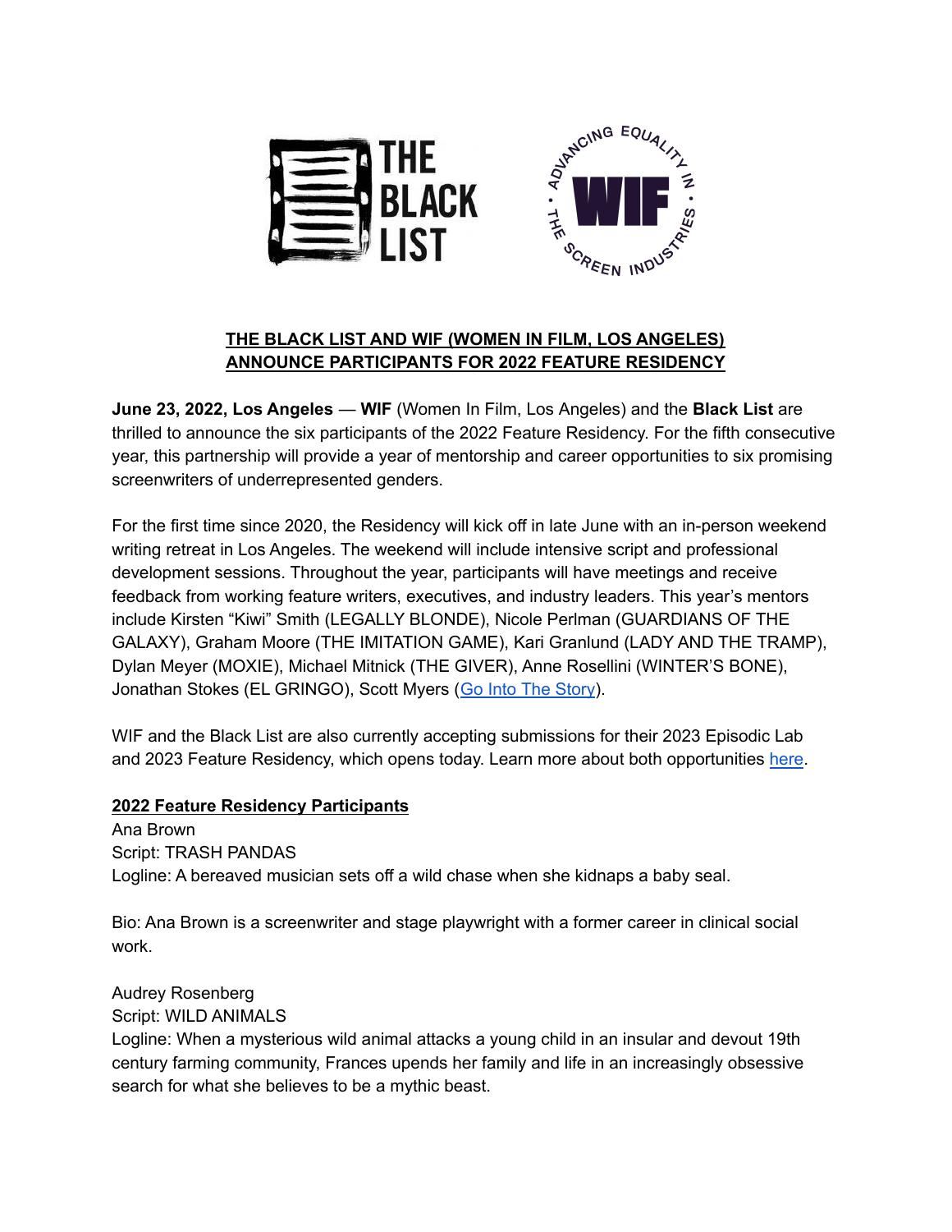## THE BLACK LIST AND WIF (WOMEN IN FILM, LOS ANGELES) ANNOUNCE PARTICIPANTS FOR 2022 FEATURE RESIDENCY

**June 23, 2022, Los Angeles** — **WIF** (Women In Film, Los Angeles) and the **Black List** are thrilled to announce the six participants of the 2022 Feature Residency. For the fifth consecutive year, this partnership will provide a year of mentorship and career opportunities to six promising screenwriters of underrepresented genders.

For the first time since 2020, the Residency will kick off in late June with an in-person weekend writing retreat in Los Angeles. The weekend will include intensive script and professional development sessions. Throughout the year, participants will have meetings and receive feedback from working feature writers, executives, and industry leaders. This year's mentors include Kirsten "Kiwi" Smith (LEGALLY BLONDE), Nicole Perlman (GUARDIANS OF THE GALAXY), Graham Moore (THE IMITATION GAME), Kari Granlund (LADY AND THE TRAMP), Dylan Meyer (MOXIE), Michael Mitnick (THE GIVER), Anne Rosellini (WINTER'S BONE), Jonathan Stokes (EL GRINGO), Scott Myers (Go Into The Story).

WIF and the Black List are also currently accepting submissions for their 2023 Episodic Lab and 2023 Feature Residency, which opens today. Learn more about both opportunities here.

**2022 Feature Residency Participants**

Ana Brown
Script: TRASH PANDAS
Logline: A bereaved musician sets off a wild chase when she kidnaps a baby seal.

Bio: Ana Brown is a screenwriter and stage playwright with a former career in clinical social work.

Audrey Rosenberg
Script: WILD ANIMALS
Logline: When a mysterious wild animal attacks a young child in an insular and devout 19th century farming community, Frances upends her family and life in an increasingly obsessive search for what she believes to be a mythic beast.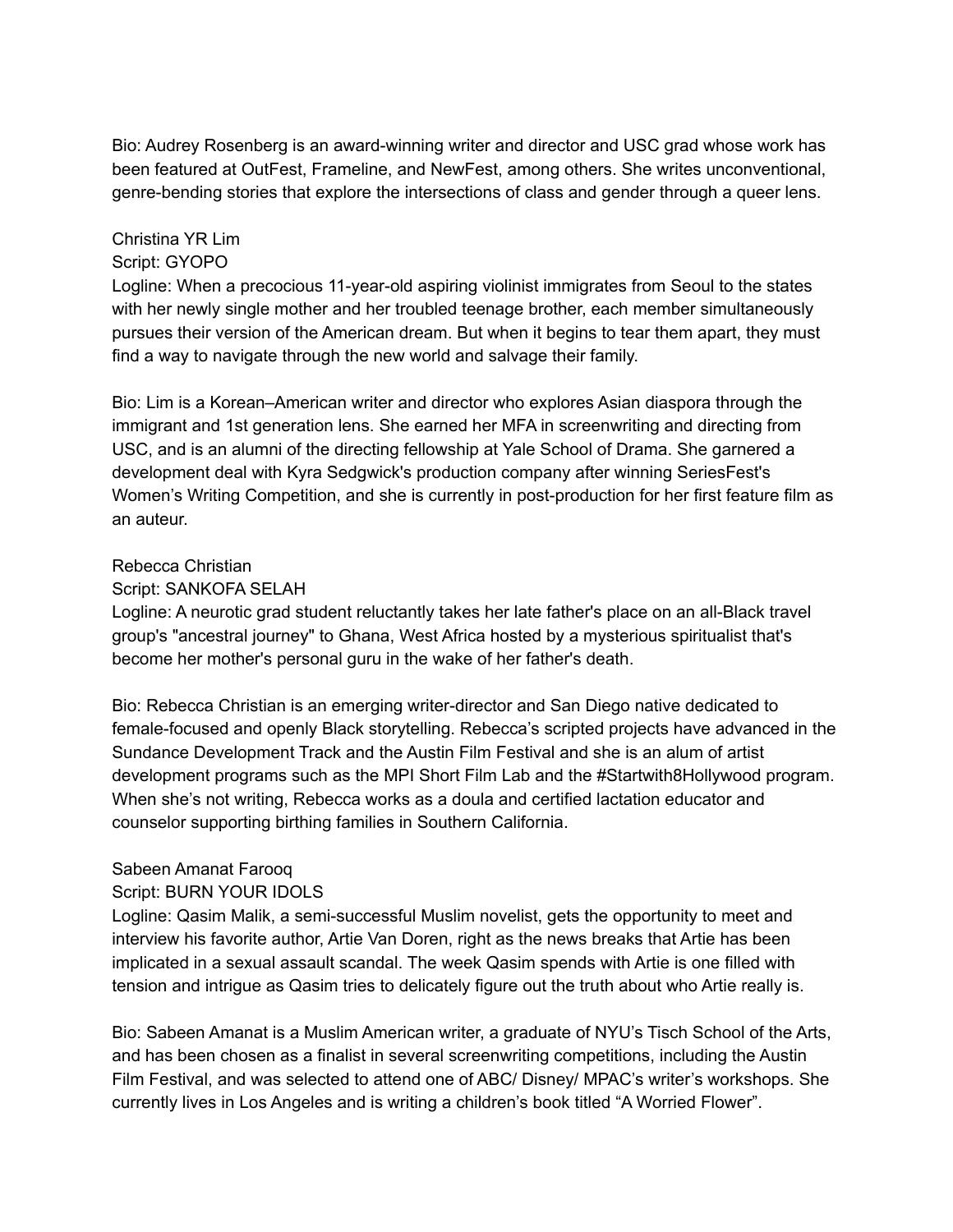Bio: Audrey Rosenberg is an award-winning writer and director and USC grad whose work has been featured at OutFest, Frameline, and NewFest, among others. She writes unconventional, genre-bending stories that explore the intersections of class and gender through a queer lens.

Christina YR Lim
Script: GYOPO
Logline: When a precocious 11-year-old aspiring violinist immigrates from Seoul to the states with her newly single mother and her troubled teenage brother, each member simultaneously pursues their version of the American dream. But when it begins to tear them apart, they must find a way to navigate through the new world and salvage their family.

Bio: Lim is a Korean–American writer and director who explores Asian diaspora through the immigrant and 1st generation lens. She earned her MFA in screenwriting and directing from USC, and is an alumni of the directing fellowship at Yale School of Drama. She garnered a development deal with Kyra Sedgwick's production company after winning SeriesFest's Women's Writing Competition, and she is currently in post-production for her first feature film as an auteur.

Rebecca Christian
Script: SANKOFA SELAH
Logline: A neurotic grad student reluctantly takes her late father's place on an all-Black travel group's "ancestral journey" to Ghana, West Africa hosted by a mysterious spiritualist that's become her mother's personal guru in the wake of her father's death.

Bio: Rebecca Christian is an emerging writer-director and San Diego native dedicated to female-focused and openly Black storytelling. Rebecca's scripted projects have advanced in the Sundance Development Track and the Austin Film Festival and she is an alum of artist development programs such as the MPI Short Film Lab and the #Startwith8Hollywood program. When she's not writing, Rebecca works as a doula and certified lactation educator and counselor supporting birthing families in Southern California.

Sabeen Amanat Farooq
Script: BURN YOUR IDOLS
Logline: Qasim Malik, a semi-successful Muslim novelist, gets the opportunity to meet and interview his favorite author, Artie Van Doren, right as the news breaks that Artie has been implicated in a sexual assault scandal. The week Qasim spends with Artie is one filled with tension and intrigue as Qasim tries to delicately figure out the truth about who Artie really is.

Bio: Sabeen Amanat is a Muslim American writer, a graduate of NYU's Tisch School of the Arts, and has been chosen as a finalist in several screenwriting competitions, including the Austin Film Festival, and was selected to attend one of ABC/ Disney/ MPAC's writer's workshops. She currently lives in Los Angeles and is writing a children's book titled "A Worried Flower".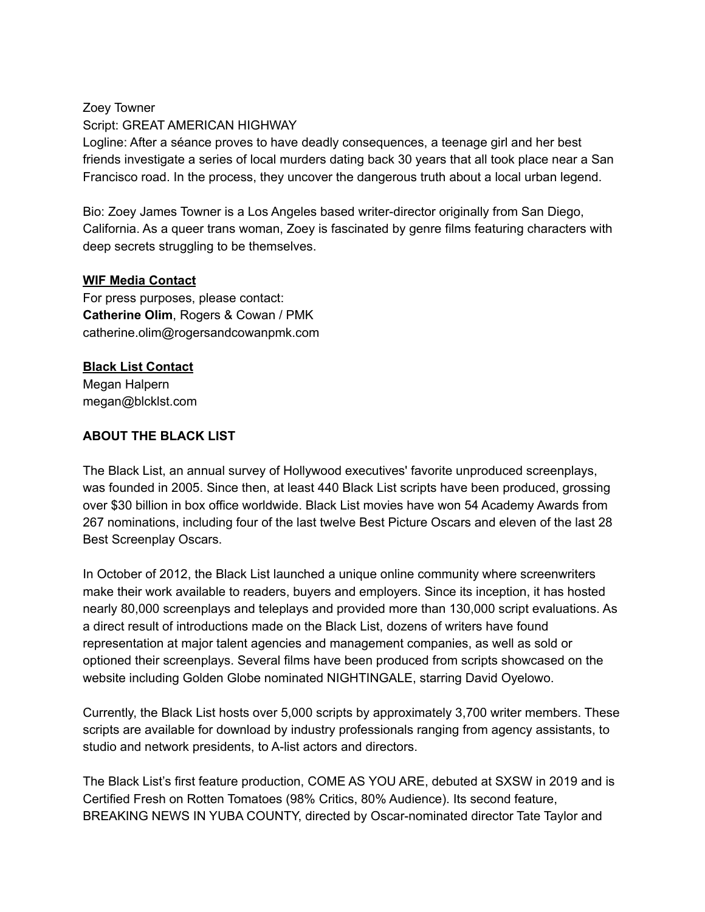Zoey Towner
Script: GREAT AMERICAN HIGHWAY
Logline: After a séance proves to have deadly consequences, a teenage girl and her best friends investigate a series of local murders dating back 30 years that all took place near a San Francisco road. In the process, they uncover the dangerous truth about a local urban legend.

Bio: Zoey James Towner is a Los Angeles based writer-director originally from San Diego, California. As a queer trans woman, Zoey is fascinated by genre films featuring characters with deep secrets struggling to be themselves.

**WIF Media Contact**
For press purposes, please contact:
**Catherine Olim**, Rogers & Cowan / PMK
catherine.olim@rogersandcowanpmk.com

**Black List Contact**
Megan Halpern
megan@blcklst.com

**ABOUT THE BLACK LIST**

The Black List, an annual survey of Hollywood executives' favorite unproduced screenplays, was founded in 2005. Since then, at least 440 Black List scripts have been produced, grossing over $30 billion in box office worldwide. Black List movies have won 54 Academy Awards from 267 nominations, including four of the last twelve Best Picture Oscars and eleven of the last 28 Best Screenplay Oscars.

In October of 2012, the Black List launched a unique online community where screenwriters make their work available to readers, buyers and employers. Since its inception, it has hosted nearly 80,000 screenplays and teleplays and provided more than 130,000 script evaluations. As a direct result of introductions made on the Black List, dozens of writers have found representation at major talent agencies and management companies, as well as sold or optioned their screenplays. Several films have been produced from scripts showcased on the website including Golden Globe nominated NIGHTINGALE, starring David Oyelowo.

Currently, the Black List hosts over 5,000 scripts by approximately 3,700 writer members. These scripts are available for download by industry professionals ranging from agency assistants, to studio and network presidents, to A-list actors and directors.

The Black List's first feature production, COME AS YOU ARE, debuted at SXSW in 2019 and is Certified Fresh on Rotten Tomatoes (98% Critics, 80% Audience). Its second feature, BREAKING NEWS IN YUBA COUNTY, directed by Oscar-nominated director Tate Taylor and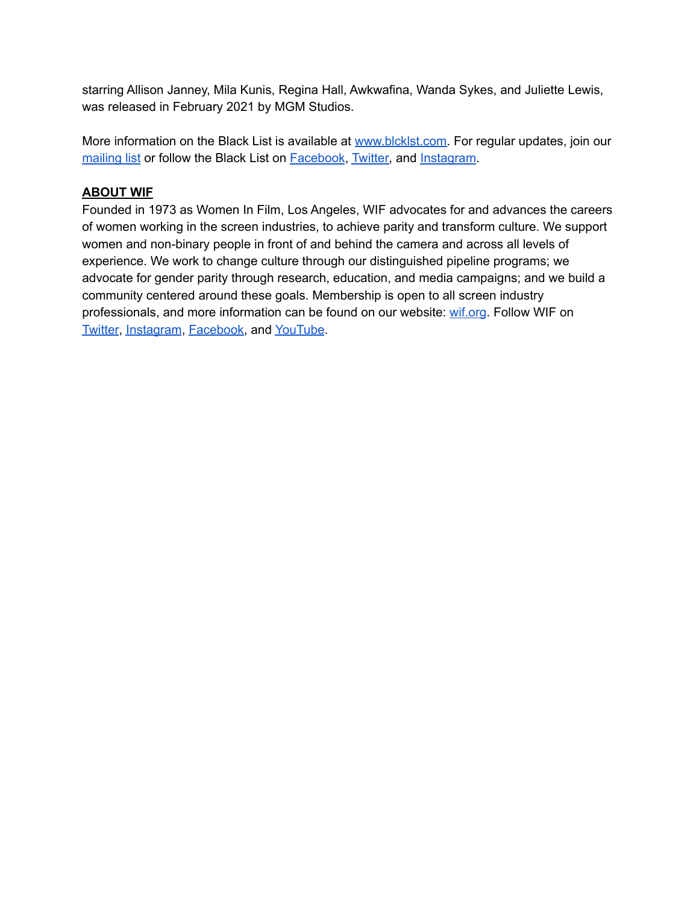starring Allison Janney, Mila Kunis, Regina Hall, Awkwafina, Wanda Sykes, and Juliette Lewis, was released in February 2021 by MGM Studios.

More information on the Black List is available at [www.blcklst.com](www.blcklst.com). For regular updates, join our [mailing list](mailing list) or follow the Black List on [Facebook](Facebook), [Twitter](Twitter), and [Instagram](Instagram).

## ABOUT WIF

Founded in 1973 as Women In Film, Los Angeles, WIF advocates for and advances the careers of women working in the screen industries, to achieve parity and transform culture. We support women and non-binary people in front of and behind the camera and across all levels of experience. We work to change culture through our distinguished pipeline programs; we advocate for gender parity through research, education, and media campaigns; and we build a community centered around these goals. Membership is open to all screen industry professionals, and more information can be found on our website: [wif.org](wif.org). Follow WIF on [Twitter](Twitter), [Instagram](Instagram), [Facebook](Facebook), and [YouTube](YouTube).